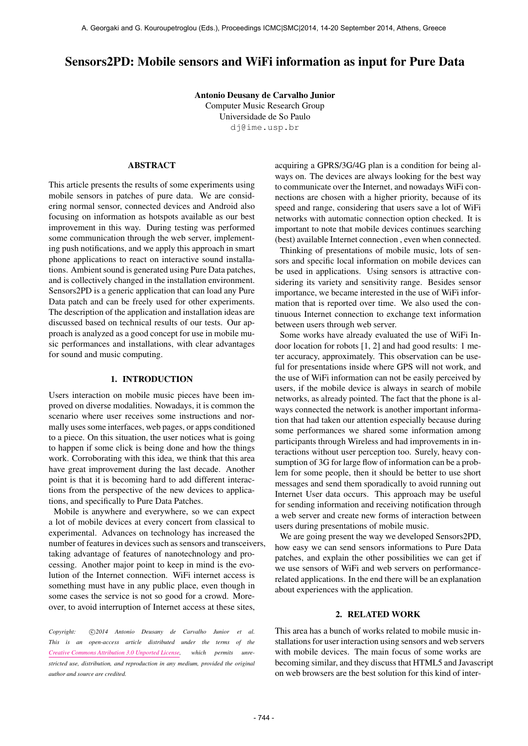# Sensors2PD: Mobile sensors and WiFi information as input for Pure Data

**Antonio Deusany de Carvalho Junior**
Computer Music Research Group
Universidade de So Paulo
dj@ime.usp.br

## ABSTRACT

This article presents the results of some experiments using mobile sensors in patches of pure data. We are considering normal sensor, connected devices and Android also focusing on information as hotspots available as our best improvement in this way. During testing was performed some communication through the web server, implementing push notifications, and we apply this approach in smart phone applications to react on interactive sound installations. Ambient sound is generated using Pure Data patches, and is collectively changed in the installation environment. Sensors2PD is a generic application that can load any Pure Data patch and can be freely used for other experiments. The description of the application and installation ideas are discussed based on technical results of our tests. Our approach is analyzed as a good concept for use in mobile music performances and installations, with clear advantages for sound and music computing.

## 1. INTRODUCTION

Users interaction on mobile music pieces have been improved on diverse modalities. Nowadays, it is common the scenario where user receives some instructions and normally uses some interfaces, web pages, or apps conditioned to a piece. On this situation, the user notices what is going to happen if some click is being done and how the things work. Corroborating with this idea, we think that this area have great improvement during the last decade. Another point is that it is becoming hard to add different interactions from the perspective of the new devices to applications, and specifically to Pure Data Patches.

Mobile is anywhere and everywhere, so we can expect a lot of mobile devices at every concert from classical to experimental. Advances on technology has increased the number of features in devices such as sensors and transceivers, taking advantage of features of nanotechnology and processing. Another major point to keep in mind is the evolution of the Internet connection. WiFi internet access is something must have in any public place, even though in some cases the service is not so good for a crowd. Moreover, to avoid interruption of Internet access at these sites, acquiring a GPRS/3G/4G plan is a condition for being always on. The devices are always looking for the best way to communicate over the Internet, and nowadays WiFi connections are chosen with a higher priority, because of its speed and range, considering that users save a lot of WiFi networks with automatic connection option checked. It is important to note that mobile devices continues searching (best) available Internet connection , even when connected.

Thinking of presentations of mobile music, lots of sensors and specific local information on mobile devices can be used in applications. Using sensors is attractive considering its variety and sensitivity range. Besides sensor importance, we became interested in the use of WiFi information that is reported over time. We also used the continuous Internet connection to exchange text information between users through web server.

Some works have already evaluated the use of WiFi Indoor location for robots [1, 2] and had good results: 1 meter accuracy, approximately. This observation can be useful for presentations inside where GPS will not work, and the use of WiFi information can not be easily perceived by users, if the mobile device is always in search of mobile networks, as already pointed. The fact that the phone is always connected the network is another important information that had taken our attention especially because during some performances we shared some information among participants through Wireless and had improvements in interactions without user perception too. Surely, heavy consumption of 3G for large flow of information can be a problem for some people, then it should be better to use short messages and send them sporadically to avoid running out Internet User data occurs. This approach may be useful for sending information and receiving notification through a web server and create new forms of interaction between users during presentations of mobile music.

We are going present the way we developed Sensors2PD, how easy we can send sensors informations to Pure Data patches, and explain the other possibilities we can get if we use sensors of WiFi and web servers on performance-related applications. In the end there will be an explanation about experiences with the application.

## 2. RELATED WORK

This area has a bunch of works related to mobile music installations for user interaction using sensors and web servers with mobile devices. The main focus of some works are becoming similar, and they discuss that HTML5 and Javascript on web browsers are the best solution for this kind of inter-

*Copyright: ©2014 Antonio Deusany de Carvalho Junior et al. This is an open-access article distributed under the terms of the Creative Commons Attribution 3.0 Unported License, which permits unrestricted use, distribution, and reproduction in any medium, provided the original author and source are credited.*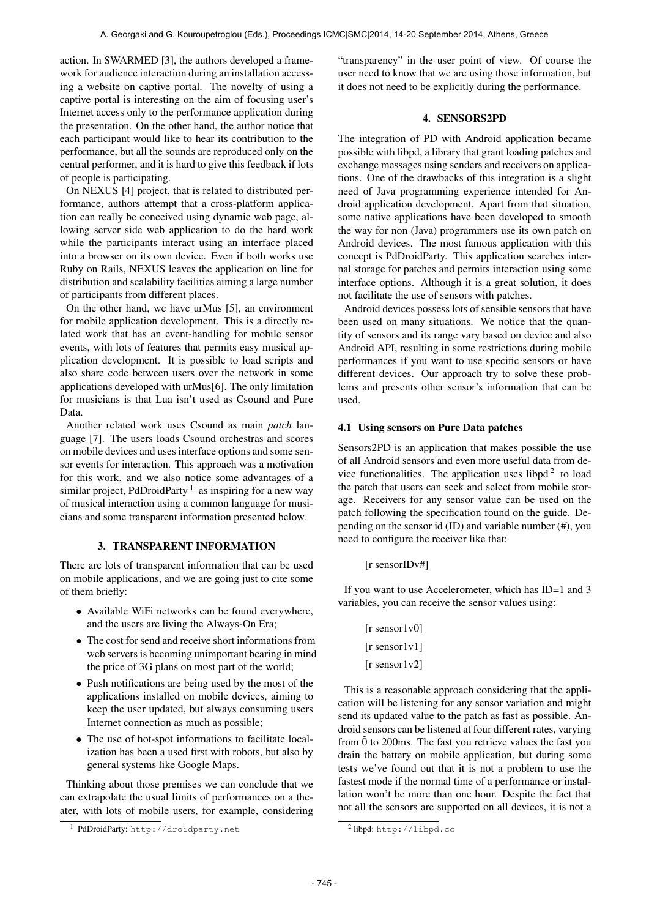action. In SWARMED [3], the authors developed a framework for audience interaction during an installation accessing a website on captive portal. The novelty of using a captive portal is interesting on the aim of focusing user's Internet access only to the performance application during the presentation. On the other hand, the author notice that each participant would like to hear its contribution to the performance, but all the sounds are reproduced only on the central performer, and it is hard to give this feedback if lots of people is participating.

On NEXUS [4] project, that is related to distributed performance, authors attempt that a cross-platform application can really be conceived using dynamic web page, allowing server side web application to do the hard work while the participants interact using an interface placed into a browser on its own device. Even if both works use Ruby on Rails, NEXUS leaves the application on line for distribution and scalability facilities aiming a large number of participants from different places.

On the other hand, we have urMus [5], an environment for mobile application development. This is a directly related work that has an event-handling for mobile sensor events, with lots of features that permits easy musical application development. It is possible to load scripts and also share code between users over the network in some applications developed with urMus[6]. The only limitation for musicians is that Lua isn't used as Csound and Pure Data.

Another related work uses Csound as main *patch* language [7]. The users loads Csound orchestras and scores on mobile devices and uses interface options and some sensor events for interaction. This approach was a motivation for this work, and we also notice some advantages of a similar project, PdDroidParty [1] as inspiring for a new way of musical interaction using a common language for musicians and some transparent information presented below.

## 3. TRANSPARENT INFORMATION

There are lots of transparent information that can be used on mobile applications, and we are going just to cite some of them briefly:

- Available WiFi networks can be found everywhere, and the users are living the Always-On Era;
- The cost for send and receive short informations from web servers is becoming unimportant bearing in mind the price of 3G plans on most part of the world;
- Push notifications are being used by the most of the applications installed on mobile devices, aiming to keep the user updated, but always consuming users Internet connection as much as possible;
- The use of hot-spot informations to facilitate localization has been a used first with robots, but also by general systems like Google Maps.

Thinking about those premises we can conclude that we can extrapolate the usual limits of performances on a theater, with lots of mobile users, for example, considering "transparency" in the user point of view. Of course the user need to know that we are using those information, but it does not need to be explicitly during the performance.

## 4. SENSORS2PD

The integration of PD with Android application became possible with libpd, a library that grant loading patches and exchange messages using senders and receivers on applications. One of the drawbacks of this integration is a slight need of Java programming experience intended for Android application development. Apart from that situation, some native applications have been developed to smooth the way for non (Java) programmers use its own patch on Android devices. The most famous application with this concept is PdDroidParty. This application searches internal storage for patches and permits interaction using some interface options. Although it is a great solution, it does not facilitate the use of sensors with patches.

Android devices possess lots of sensible sensors that have been used on many situations. We notice that the quantity of sensors and its range vary based on device and also Android API, resulting in some restrictions during mobile performances if you want to use specific sensors or have different devices. Our approach try to solve these problems and presents other sensor's information that can be used.

### 4.1 Using sensors on Pure Data patches

Sensors2PD is an application that makes possible the use of all Android sensors and even more useful data from device functionalities. The application uses libpd [2] to load the patch that users can seek and select from mobile storage. Receivers for any sensor value can be used on the patch following the specification found on the guide. Depending on the sensor id (ID) and variable number (#), you need to configure the receiver like that:

[r sensorIDv#]

If you want to use Accelerometer, which has ID=1 and 3 variables, you can receive the sensor values using:

[r sensor1v0]

[r sensor1v1]

[r sensor1v2]

This is a reasonable approach considering that the application will be listening for any sensor variation and might send its updated value to the patch as fast as possible. Android sensors can be listened at four different rates, varying from $\tilde{0}$ to 200ms. The fast you retrieve values the fast you drain the battery on mobile application, but during some tests we've found out that it is not a problem to use the fastest mode if the normal time of a performance or installation won't be more than one hour. Despite the fact that not all the sensors are supported on all devices, it is not a

[1] PdDroidParty: http://droidparty.net

[2] libpd: http://libpd.cc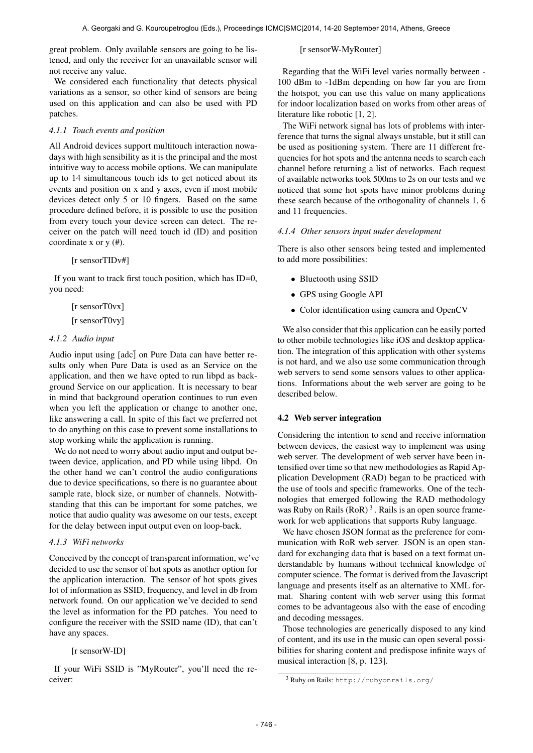great problem. Only available sensors are going to be listened, and only the receiver for an unavailable sensor will not receive any value.

We considered each functionality that detects physical variations as a sensor, so other kind of sensors are being used on this application and can also be used with PD patches.

#### 4.1.1 Touch events and position

All Android devices support multitouch interaction nowadays with high sensibility as it is the principal and the most intuitive way to access mobile options. We can manipulate up to 14 simultaneous touch ids to get noticed about its events and position on x and y axes, even if most mobile devices detect only 5 or 10 fingers. Based on the same procedure defined before, it is possible to use the position from every touch your device screen can detect. The receiver on the patch will need touch id (ID) and position coordinate x or y (#).

[r sensorTIDv#]

If you want to track first touch position, which has ID=0, you need:

[r sensorT0vx]

[r sensorT0vy]

#### 4.1.2 Audio input

Audio input using [adc~] on Pure Data can have better results only when Pure Data is used as an Service on the application, and then we have opted to run libpd as background Service on our application. It is necessary to bear in mind that background operation continues to run even when you left the application or change to another one, like answering a call. In spite of this fact we preferred not to do anything on this case to prevent some installations to stop working while the application is running.

We do not need to worry about audio input and output between device, application, and PD while using libpd. On the other hand we can't control the audio configurations due to device specifications, so there is no guarantee about sample rate, block size, or number of channels. Notwithstanding that this can be important for some patches, we notice that audio quality was awesome on our tests, except for the delay between input output even on loop-back.

#### 4.1.3 WiFi networks

Conceived by the concept of transparent information, we've decided to use the sensor of hot spots as another option for the application interaction. The sensor of hot spots gives lot of information as SSID, frequency, and level in db from network found. On our application we've decided to send the level as information for the PD patches. You need to configure the receiver with the SSID name (ID), that can't have any spaces.

[r sensorW-ID]

If your WiFi SSID is "MyRouter", you'll need the receiver:

[r sensorW-MyRouter]

Regarding that the WiFi level varies normally between -100 dBm to -1dBm depending on how far you are from the hotspot, you can use this value on many applications for indoor localization based on works from other areas of literature like robotic [1, 2].

The WiFi network signal has lots of problems with interference that turns the signal always unstable, but it still can be used as positioning system. There are 11 different frequencies for hot spots and the antenna needs to search each channel before returning a list of networks. Each request of available networks took 500ms to 2s on our tests and we noticed that some hot spots have minor problems during these search because of the orthogonality of channels 1, 6 and 11 frequencies.

#### 4.1.4 Other sensors input under development

There is also other sensors being tested and implemented to add more possibilities:

- Bluetooth using SSID
- GPS using Google API
- Color identification using camera and OpenCV

We also consider that this application can be easily ported to other mobile technologies like iOS and desktop application. The integration of this application with other systems is not hard, and we also use some communication through web servers to send some sensors values to other applications. Informations about the web server are going to be described below.

### 4.2 Web server integration

Considering the intention to send and receive information between devices, the easiest way to implement was using web server. The development of web server have been intensified over time so that new methodologies as Rapid Application Development (RAD) began to be practiced with the use of tools and specific frameworks. One of the technologies that emerged following the RAD methodology was Ruby on Rails (RoR) [3]. Rails is an open source framework for web applications that supports Ruby language.

We have chosen JSON format as the preference for communication with RoR web server. JSON is an open standard for exchanging data that is based on a text format understandable by humans without technical knowledge of computer science. The format is derived from the Javascript language and presents itself as an alternative to XML format. Sharing content with web server using this format comes to be advantageous also with the ease of encoding and decoding messages.

Those technologies are generically disposed to any kind of content, and its use in the music can open several possibilities for sharing content and predispose infinite ways of musical interaction [8, p. 123].

[3] Ruby on Rails: http://rubyonrails.org/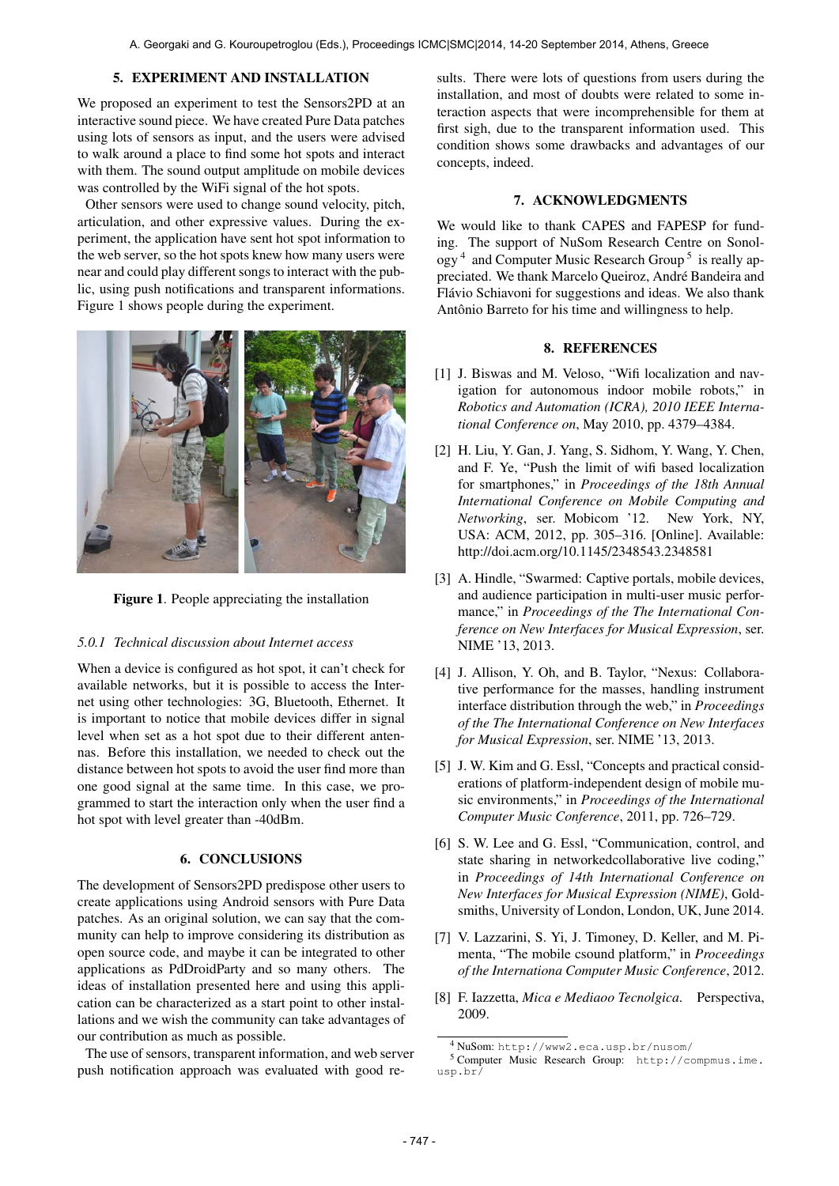## 5. EXPERIMENT AND INSTALLATION

We proposed an experiment to test the Sensors2PD at an interactive sound piece. We have created Pure Data patches using lots of sensors as input, and the users were advised to walk around a place to find some hot spots and interact with them. The sound output amplitude on mobile devices was controlled by the WiFi signal of the hot spots.

Other sensors were used to change sound velocity, pitch, articulation, and other expressive values. During the experiment, the application have sent hot spot information to the web server, so the hot spots knew how many users were near and could play different songs to interact with the public, using push notifications and transparent informations. Figure 1 shows people during the experiment.

**Figure 1**. People appreciating the installation

#### 5.0.1 *Technical discussion about Internet access*

When a device is configured as hot spot, it can't check for available networks, but it is possible to access the Internet using other technologies: 3G, Bluetooth, Ethernet. It is important to notice that mobile devices differ in signal level when set as a hot spot due to their different antennas. Before this installation, we needed to check out the distance between hot spots to avoid the user find more than one good signal at the same time. In this case, we programmed to start the interaction only when the user find a hot spot with level greater than -40dBm.

## 6. CONCLUSIONS

The development of Sensors2PD predispose other users to create applications using Android sensors with Pure Data patches. As an original solution, we can say that the community can help to improve considering its distribution as open source code, and maybe it can be integrated to other applications as PdDroidParty and so many others. The ideas of installation presented here and using this application can be characterized as a start point to other installations and we wish the community can take advantages of our contribution as much as possible.

The use of sensors, transparent information, and web server push notification approach was evaluated with good results. There were lots of questions from users during the installation, and most of doubts were related to some interaction aspects that were incomprehensible for them at first sigh, due to the transparent information used. This condition shows some drawbacks and advantages of our concepts, indeed.

## 7. ACKNOWLEDGMENTS

We would like to thank CAPES and FAPESP for funding. The support of NuSom Research Centre on Sonology[4] and Computer Music Research Group[5] is really appreciated. We thank Marcelo Queiroz, André Bandeira and Flávio Schiavoni for suggestions and ideas. We also thank Antônio Barreto for his time and willingness to help.

## 8. REFERENCES

[1] J. Biswas and M. Veloso, "Wifi localization and navigation for autonomous indoor mobile robots," in *Robotics and Automation (ICRA), 2010 IEEE International Conference on*, May 2010, pp. 4379–4384.

[2] H. Liu, Y. Gan, J. Yang, S. Sidhom, Y. Wang, Y. Chen, and F. Ye, "Push the limit of wifi based localization for smartphones," in *Proceedings of the 18th Annual International Conference on Mobile Computing and Networking*, ser. Mobicom '12. New York, NY, USA: ACM, 2012, pp. 305–316. [Online]. Available: http://doi.acm.org/10.1145/2348543.2348581

[3] A. Hindle, "Swarmed: Captive portals, mobile devices, and audience participation in multi-user music performance," in *Proceedings of the The International Conference on New Interfaces for Musical Expression*, ser. NIME '13, 2013.

[4] J. Allison, Y. Oh, and B. Taylor, "Nexus: Collaborative performance for the masses, handling instrument interface distribution through the web," in *Proceedings of the The International Conference on New Interfaces for Musical Expression*, ser. NIME '13, 2013.

[5] J. W. Kim and G. Essl, "Concepts and practical considerations of platform-independent design of mobile music environments," in *Proceedings of the International Computer Music Conference*, 2011, pp. 726–729.

[6] S. W. Lee and G. Essl, "Communication, control, and state sharing in networkedcollaborative live coding," in *Proceedings of 14th International Conference on New Interfaces for Musical Expression (NIME)*, Goldsmiths, University of London, London, UK, June 2014.

[7] V. Lazzarini, S. Yi, J. Timoney, D. Keller, and M. Pimenta, "The mobile csound platform," in *Proceedings of the Internationa Computer Music Conference*, 2012.

[8] F. Iazzetta, *Mica e Mediaoo Tecnolgica*. Perspectiva, 2009.

[4] NuSom: http://www2.eca.usp.br/nusom/

[5] Computer Music Research Group: http://compmus.ime.usp.br/